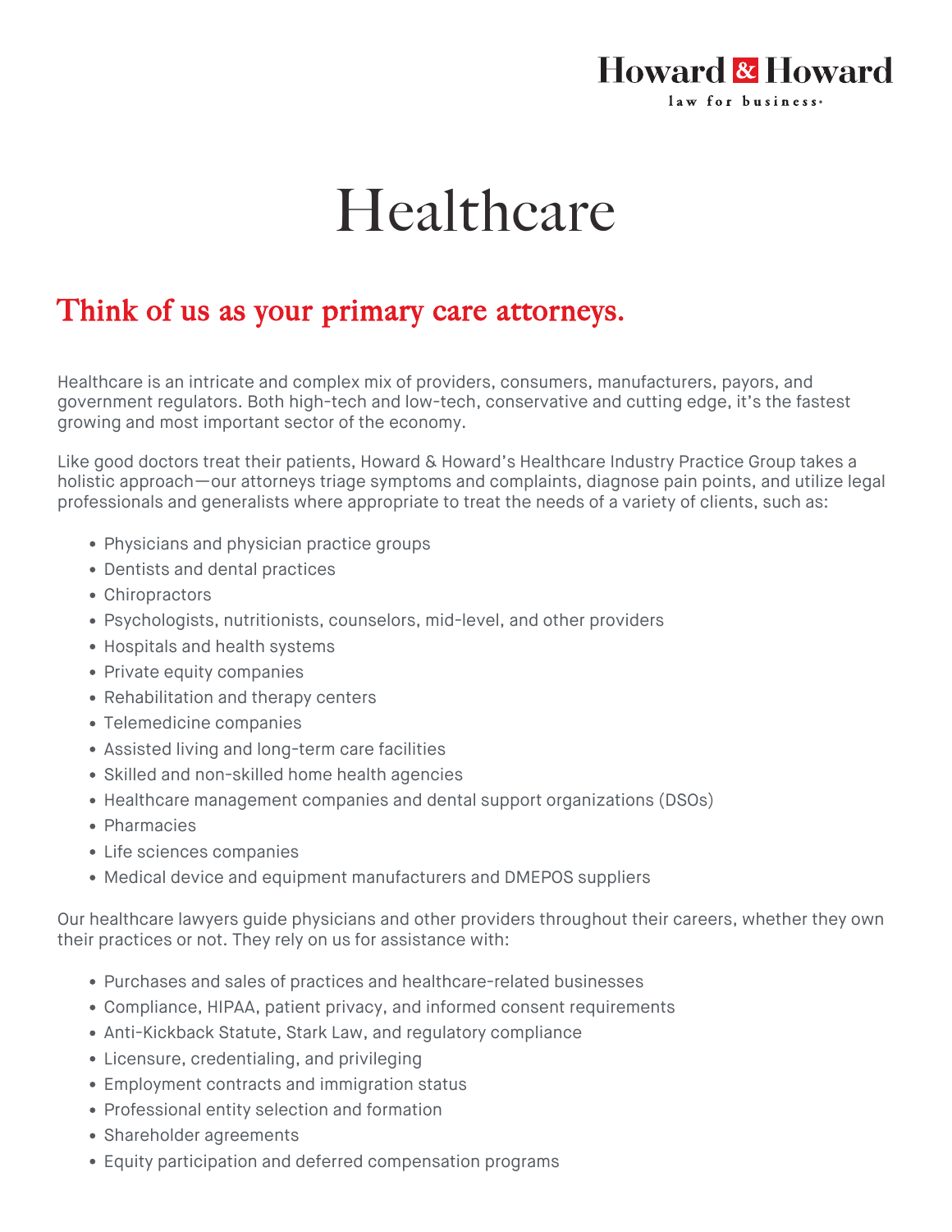Howard & Howard
law for business.

# Healthcare

## Think of us as your primary care attorneys.

Healthcare is an intricate and complex mix of providers, consumers, manufacturers, payors, and government regulators. Both high-tech and low-tech, conservative and cutting edge, it's the fastest growing and most important sector of the economy.

Like good doctors treat their patients, Howard & Howard's Healthcare Industry Practice Group takes a holistic approach—our attorneys triage symptoms and complaints, diagnose pain points, and utilize legal professionals and generalists where appropriate to treat the needs of a variety of clients, such as:

- Physicians and physician practice groups
- Dentists and dental practices
- Chiropractors
- Psychologists, nutritionists, counselors, mid-level, and other providers
- Hospitals and health systems
- Private equity companies
- Rehabilitation and therapy centers
- Telemedicine companies
- Assisted living and long-term care facilities
- Skilled and non-skilled home health agencies
- Healthcare management companies and dental support organizations (DSOs)
- Pharmacies
- Life sciences companies
- Medical device and equipment manufacturers and DMEPOS suppliers

Our healthcare lawyers guide physicians and other providers throughout their careers, whether they own their practices or not. They rely on us for assistance with:

- Purchases and sales of practices and healthcare-related businesses
- Compliance, HIPAA, patient privacy, and informed consent requirements
- Anti-Kickback Statute, Stark Law, and regulatory compliance
- Licensure, credentialing, and privileging
- Employment contracts and immigration status
- Professional entity selection and formation
- Shareholder agreements
- Equity participation and deferred compensation programs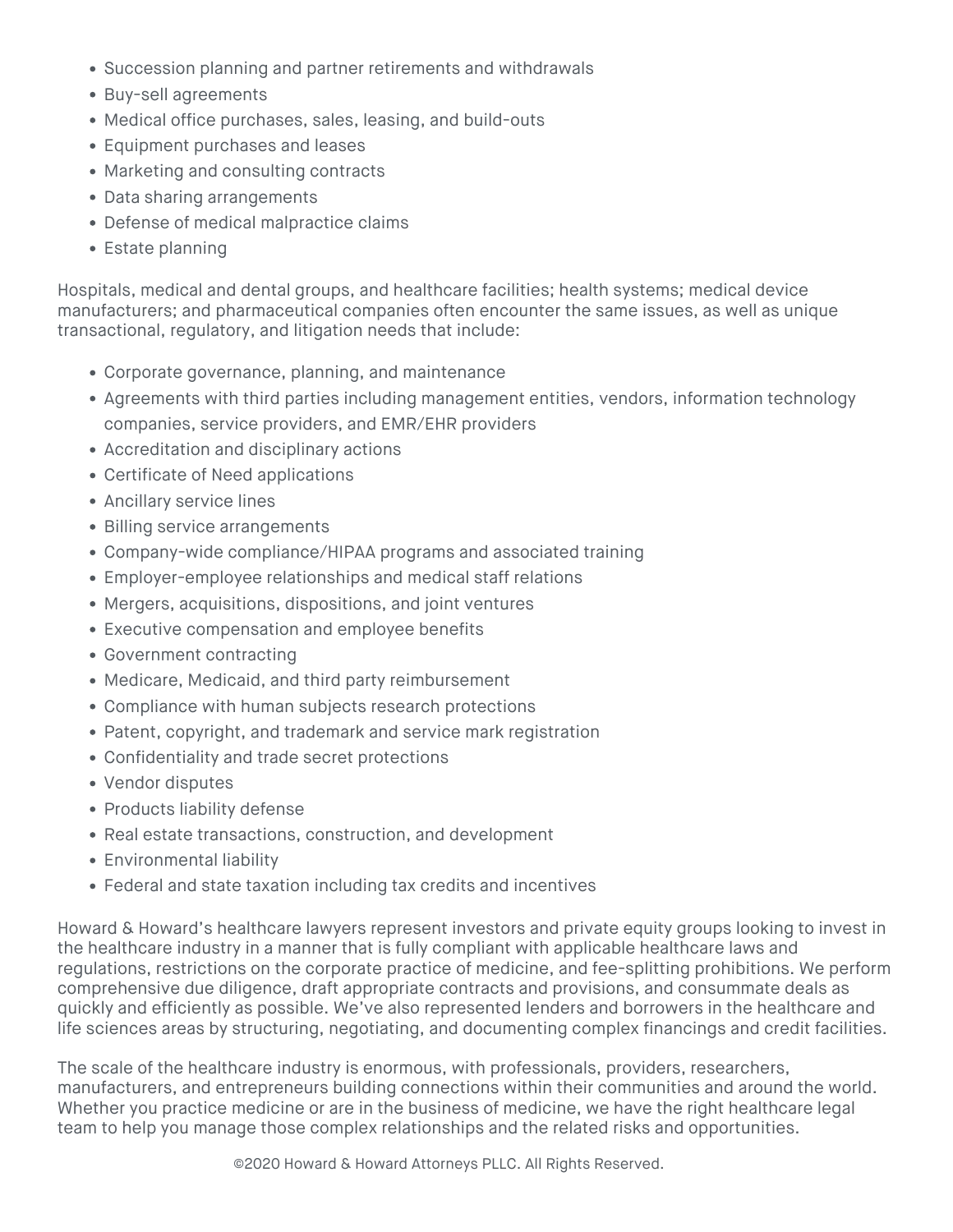- Succession planning and partner retirements and withdrawals
- Buy-sell agreements
- Medical office purchases, sales, leasing, and build-outs
- Equipment purchases and leases
- Marketing and consulting contracts
- Data sharing arrangements
- Defense of medical malpractice claims
- Estate planning

Hospitals, medical and dental groups, and healthcare facilities; health systems; medical device manufacturers; and pharmaceutical companies often encounter the same issues, as well as unique transactional, regulatory, and litigation needs that include:

- Corporate governance, planning, and maintenance
- Agreements with third parties including management entities, vendors, information technology companies, service providers, and EMR/EHR providers
- Accreditation and disciplinary actions
- Certificate of Need applications
- Ancillary service lines
- Billing service arrangements
- Company-wide compliance/HIPAA programs and associated training
- Employer-employee relationships and medical staff relations
- Mergers, acquisitions, dispositions, and joint ventures
- Executive compensation and employee benefits
- Government contracting
- Medicare, Medicaid, and third party reimbursement
- Compliance with human subjects research protections
- Patent, copyright, and trademark and service mark registration
- Confidentiality and trade secret protections
- Vendor disputes
- Products liability defense
- Real estate transactions, construction, and development
- Environmental liability
- Federal and state taxation including tax credits and incentives

Howard & Howard's healthcare lawyers represent investors and private equity groups looking to invest in the healthcare industry in a manner that is fully compliant with applicable healthcare laws and regulations, restrictions on the corporate practice of medicine, and fee-splitting prohibitions. We perform comprehensive due diligence, draft appropriate contracts and provisions, and consummate deals as quickly and efficiently as possible. We've also represented lenders and borrowers in the healthcare and life sciences areas by structuring, negotiating, and documenting complex financings and credit facilities.

The scale of the healthcare industry is enormous, with professionals, providers, researchers, manufacturers, and entrepreneurs building connections within their communities and around the world. Whether you practice medicine or are in the business of medicine, we have the right healthcare legal team to help you manage those complex relationships and the related risks and opportunities.

©2020 Howard & Howard Attorneys PLLC. All Rights Reserved.